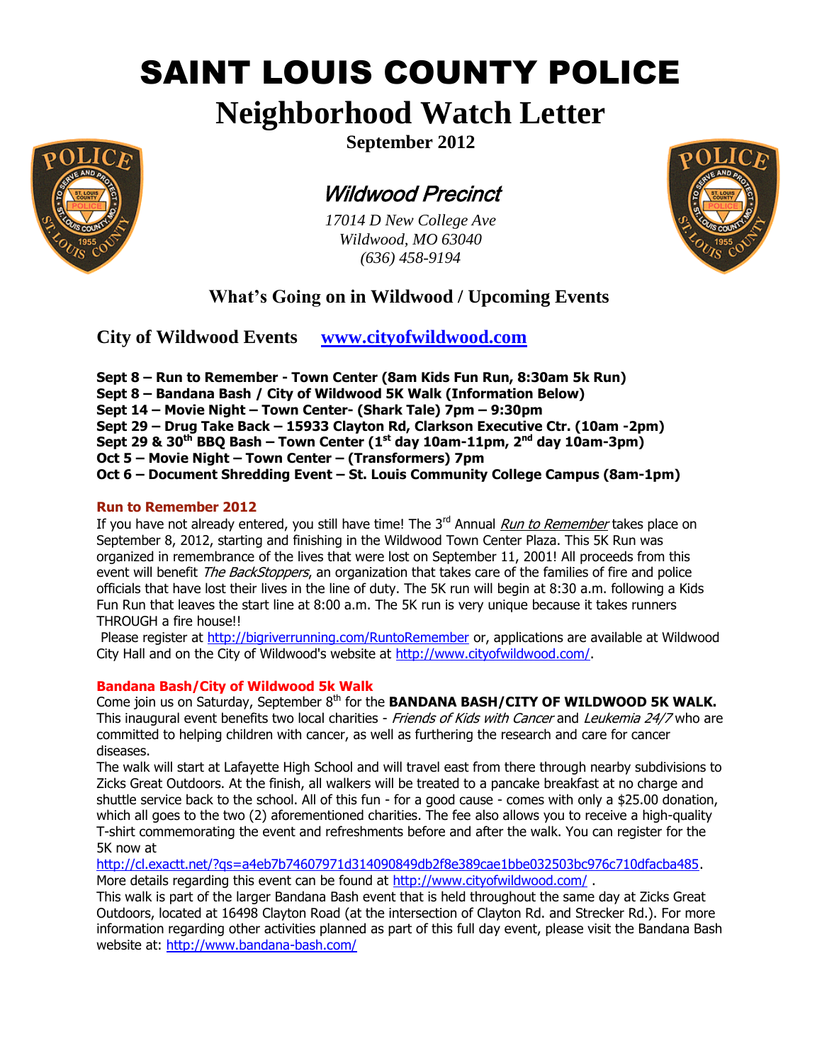# SAINT LOUIS COUNTY POLICE

# Neighborhood Watch Letter

**September 2012**

## *Wildwood Precinct*

*17014 D New College Ave*
*Wildwood, MO 63040*
*(636) 458-9194*

## What's Going on in Wildwood / Upcoming Events

### City of Wildwood Events [www.cityofwildwood.com](www.cityofwildwood.com)

**Sept 8 – Run to Remember - Town Center (8am Kids Fun Run, 8:30am 5k Run)**
**Sept 8 – Bandana Bash / City of Wildwood 5K Walk (Information Below)**
**Sept 14 – Movie Night – Town Center- (Shark Tale) 7pm – 9:30pm**
**Sept 29 – Drug Take Back – 15933 Clayton Rd, Clarkson Executive Ctr. (10am -2pm)**
**Sept 29 & 30th BBQ Bash – Town Center (1st day 10am-11pm, 2nd day 10am-3pm)**
**Oct 5 – Movie Night – Town Center – (Transformers) 7pm**
**Oct 6 – Document Shredding Event – St. Louis Community College Campus (8am-1pm)**

**Run to Remember 2012**

If you have not already entered, you still have time! The 3rd Annual *Run to Remember* takes place on September 8, 2012, starting and finishing in the Wildwood Town Center Plaza. This 5K Run was organized in remembrance of the lives that were lost on September 11, 2001! All proceeds from this event will benefit *The BackStoppers*, an organization that takes care of the families of fire and police officials that have lost their lives in the line of duty. The 5K run will begin at 8:30 a.m. following a Kids Fun Run that leaves the start line at 8:00 a.m. The 5K run is very unique because it takes runners THROUGH a fire house!!

Please register at http://bigriverrunning.com/RuntoRemember or, applications are available at Wildwood City Hall and on the City of Wildwood's website at http://www.cityofwildwood.com/.

**Bandana Bash/City of Wildwood 5k Walk**

Come join us on Saturday, September 8th for the **BANDANA BASH/CITY OF WILDWOOD 5K WALK.** This inaugural event benefits two local charities - *Friends of Kids with Cancer* and *Leukemia 24/7* who are committed to helping children with cancer, as well as furthering the research and care for cancer diseases.

The walk will start at Lafayette High School and will travel east from there through nearby subdivisions to Zicks Great Outdoors. At the finish, all walkers will be treated to a pancake breakfast at no charge and shuttle service back to the school. All of this fun - for a good cause - comes with only a $25.00 donation, which all goes to the two (2) aforementioned charities. The fee also allows you to receive a high-quality T-shirt commemorating the event and refreshments before and after the walk. You can register for the 5K now at http://cl.exactt.net/?qs=a4eb7b74607971d314090849db2f8e389cae1bbe032503bc976c710dfacba485. More details regarding this event can be found at http://www.cityofwildwood.com/ .

This walk is part of the larger Bandana Bash event that is held throughout the same day at Zicks Great Outdoors, located at 16498 Clayton Road (at the intersection of Clayton Rd. and Strecker Rd.). For more information regarding other activities planned as part of this full day event, please visit the Bandana Bash website at: http://www.bandana-bash.com/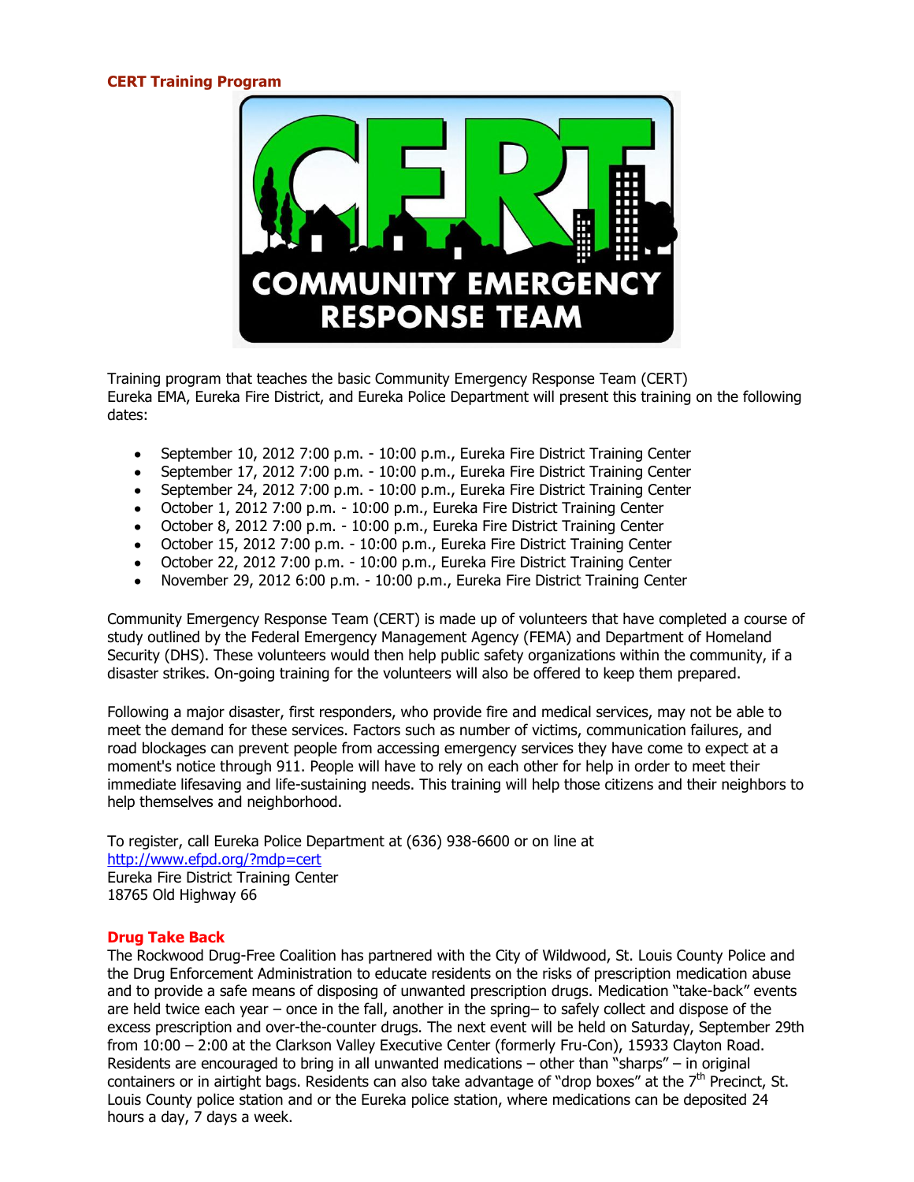## CERT Training Program

Training program that teaches the basic Community Emergency Response Team (CERT)
Eureka EMA, Eureka Fire District, and Eureka Police Department will present this training on the following dates:

- September 10, 2012 7:00 p.m. - 10:00 p.m., Eureka Fire District Training Center
- September 17, 2012 7:00 p.m. - 10:00 p.m., Eureka Fire District Training Center
- September 24, 2012 7:00 p.m. - 10:00 p.m., Eureka Fire District Training Center
- October 1, 2012 7:00 p.m. - 10:00 p.m., Eureka Fire District Training Center
- October 8, 2012 7:00 p.m. - 10:00 p.m., Eureka Fire District Training Center
- October 15, 2012 7:00 p.m. - 10:00 p.m., Eureka Fire District Training Center
- October 22, 2012 7:00 p.m. - 10:00 p.m., Eureka Fire District Training Center
- November 29, 2012 6:00 p.m. - 10:00 p.m., Eureka Fire District Training Center

Community Emergency Response Team (CERT) is made up of volunteers that have completed a course of study outlined by the Federal Emergency Management Agency (FEMA) and Department of Homeland Security (DHS). These volunteers would then help public safety organizations within the community, if a disaster strikes. On-going training for the volunteers will also be offered to keep them prepared.

Following a major disaster, first responders, who provide fire and medical services, may not be able to meet the demand for these services. Factors such as number of victims, communication failures, and road blockages can prevent people from accessing emergency services they have come to expect at a moment's notice through 911. People will have to rely on each other for help in order to meet their immediate lifesaving and life-sustaining needs. This training will help those citizens and their neighbors to help themselves and neighborhood.

To register, call Eureka Police Department at (636) 938-6600 or on line at
[http://www.efpd.org/?mdp=cert](http://www.efpd.org/?mdp=cert)
Eureka Fire District Training Center
18765 Old Highway 66

## Drug Take Back

The Rockwood Drug-Free Coalition has partnered with the City of Wildwood, St. Louis County Police and the Drug Enforcement Administration to educate residents on the risks of prescription medication abuse and to provide a safe means of disposing of unwanted prescription drugs. Medication "take-back" events are held twice each year – once in the fall, another in the spring– to safely collect and dispose of the excess prescription and over-the-counter drugs. The next event will be held on Saturday, September 29th from 10:00 – 2:00 at the Clarkson Valley Executive Center (formerly Fru-Con), 15933 Clayton Road. Residents are encouraged to bring in all unwanted medications – other than "sharps" – in original containers or in airtight bags. Residents can also take advantage of "drop boxes" at the 7th Precinct, St. Louis County police station and or the Eureka police station, where medications can be deposited 24 hours a day, 7 days a week.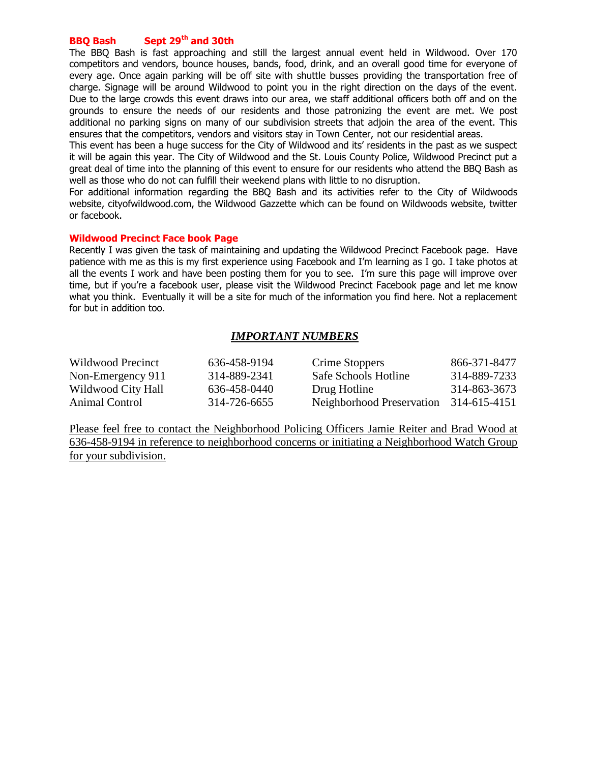**BBQ Bash Sept 29th and 30th**

The BBQ Bash is fast approaching and still the largest annual event held in Wildwood. Over 170 competitors and vendors, bounce houses, bands, food, drink, and an overall good time for everyone of every age. Once again parking will be off site with shuttle busses providing the transportation free of charge. Signage will be around Wildwood to point you in the right direction on the days of the event. Due to the large crowds this event draws into our area, we staff additional officers both off and on the grounds to ensure the needs of our residents and those patronizing the event are met. We post additional no parking signs on many of our subdivision streets that adjoin the area of the event. This ensures that the competitors, vendors and visitors stay in Town Center, not our residential areas.

This event has been a huge success for the City of Wildwood and its' residents in the past as we suspect it will be again this year. The City of Wildwood and the St. Louis County Police, Wildwood Precinct put a great deal of time into the planning of this event to ensure for our residents who attend the BBQ Bash as well as those who do not can fulfill their weekend plans with little to no disruption.

For additional information regarding the BBQ Bash and its activities refer to the City of Wildwoods website, cityofwildwood.com, the Wildwood Gazzette which can be found on Wildwoods website, twitter or facebook.

**Wildwood Precinct Face book Page**

Recently I was given the task of maintaining and updating the Wildwood Precinct Facebook page. Have patience with me as this is my first experience using Facebook and I'm learning as I go. I take photos at all the events I work and have been posting them for you to see. I'm sure this page will improve over time, but if you're a facebook user, please visit the Wildwood Precinct Facebook page and let me know what you think. Eventually it will be a site for much of the information you find here. Not a replacement for but in addition too.

## *IMPORTANT NUMBERS*

| | | | |
|---|---|---|---|
| Wildwood Precinct | 636-458-9194 | Crime Stoppers | 866-371-8477 |
| Non-Emergency 911 | 314-889-2341 | Safe Schools Hotline | 314-889-7233 |
| Wildwood City Hall | 636-458-0440 | Drug Hotline | 314-863-3673 |
| Animal Control | 314-726-6655 | Neighborhood Preservation | 314-615-4151 |

Please feel free to contact the Neighborhood Policing Officers Jamie Reiter and Brad Wood at 636-458-9194 in reference to neighborhood concerns or initiating a Neighborhood Watch Group for your subdivision.